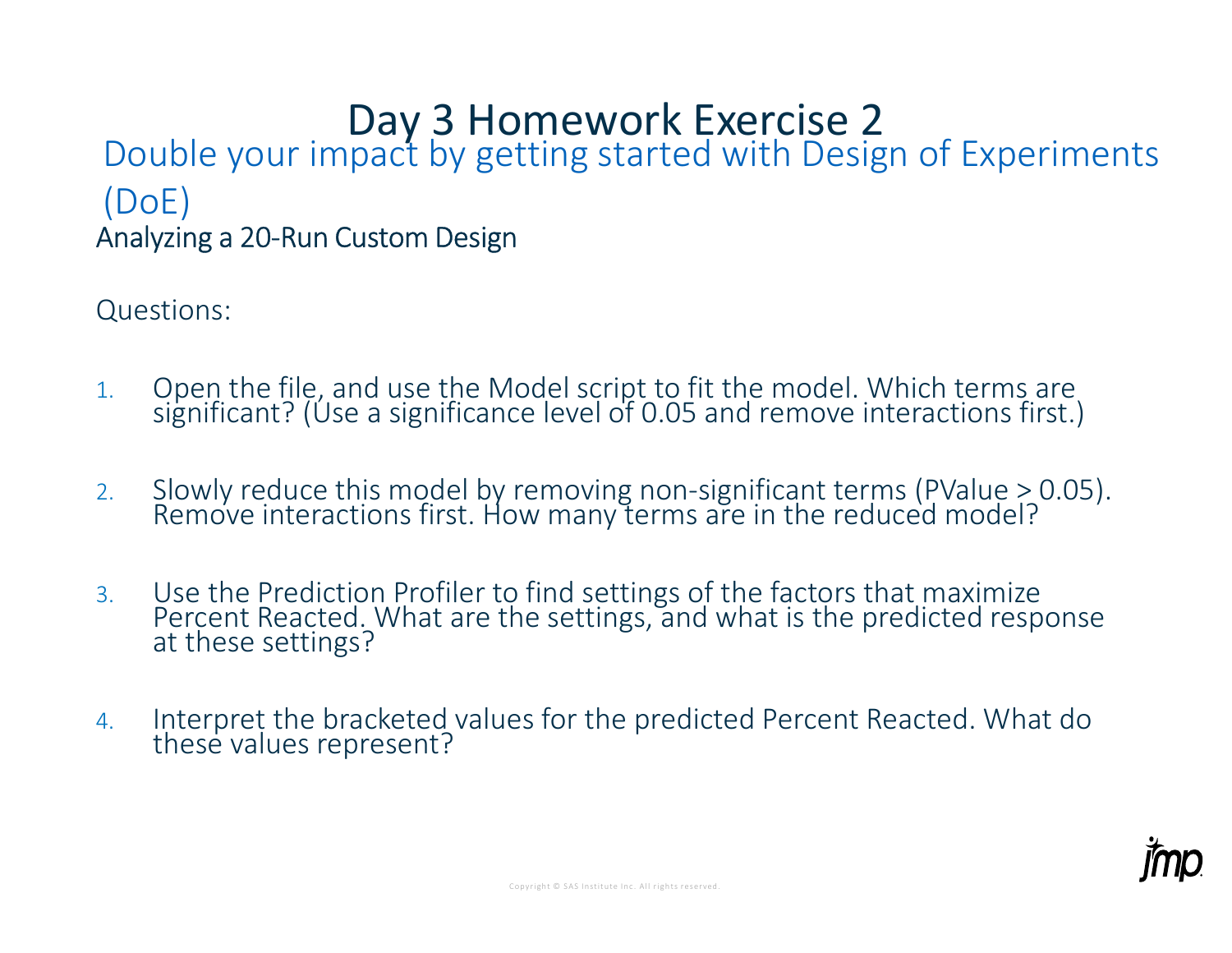# Day 3 Homework Exercise 2

## Double your impact by getting started with Design of Experiments (DoE)

### Analyzing a 20-Run Custom Design

Questions:

1. Open the file, and use the Model script to fit the model. Which terms are significant? (Use a significance level of 0.05 and remove interactions first.)
2. Slowly reduce this model by removing non-significant terms (PValue > 0.05). Remove interactions first. How many terms are in the reduced model?
3. Use the Prediction Profiler to find settings of the factors that maximize Percent Reacted. What are the settings, and what is the predicted response at these settings?
4. Interpret the bracketed values for the predicted Percent Reacted. What do these values represent?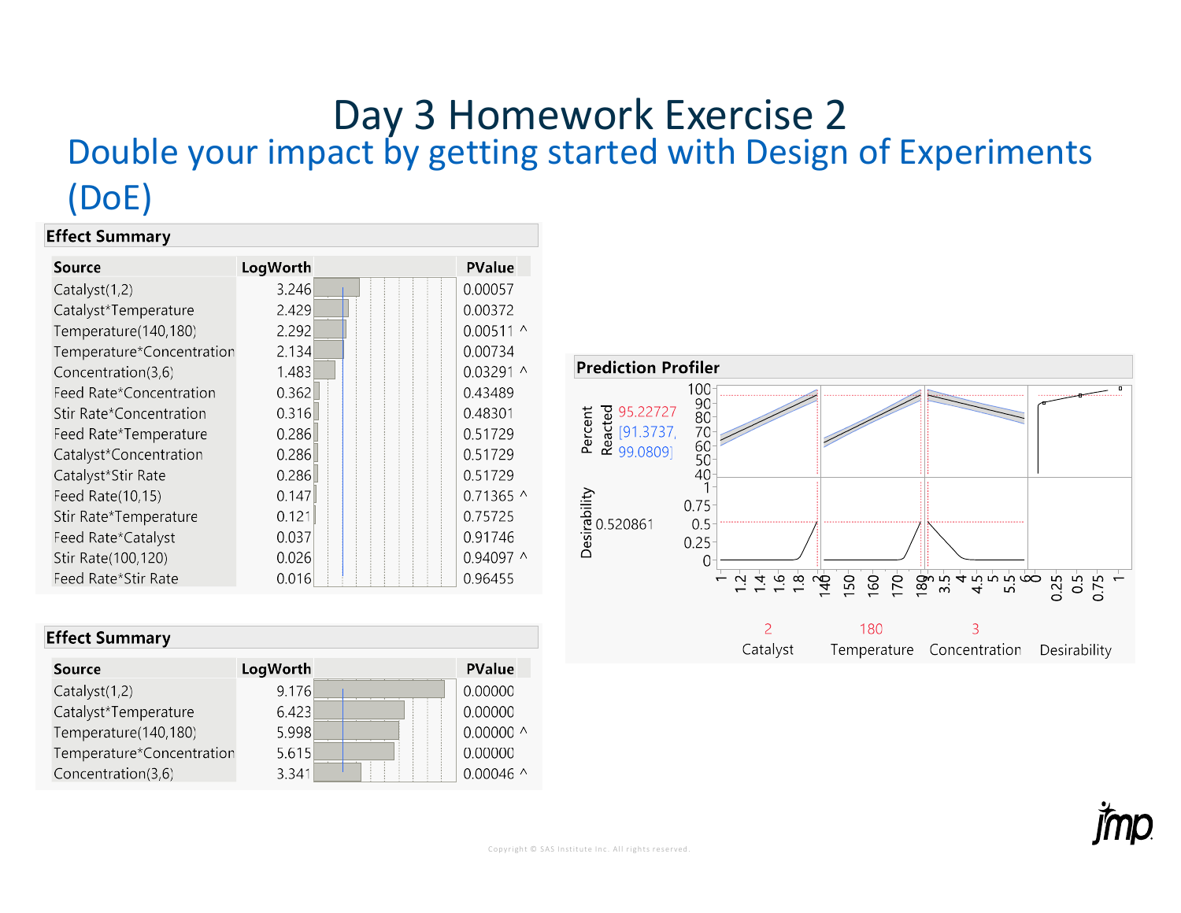# Day 3 Homework Exercise 2

## Double your impact by getting started with Design of Experiments (DoE)

**Effect Summary**

| Source | LogWorth | PValue |
|---|---|---|
| Catalyst(1,2) | 3.246 | 0.00057 |
| Catalyst*Temperature | 2.429 | 0.00372 |
| Temperature(140,180) | 2.292 | 0.00511 ^ |
| Temperature*Concentration | 2.134 | 0.00734 |
| Concentration(3,6) | 1.483 | 0.03291 ^ |
| Feed Rate*Concentration | 0.362 | 0.43489 |
| Stir Rate*Concentration | 0.316 | 0.48301 |
| Feed Rate*Temperature | 0.286 | 0.51729 |
| Catalyst*Concentration | 0.286 | 0.51729 |
| Catalyst*Stir Rate | 0.286 | 0.51729 |
| Feed Rate(10,15) | 0.147 | 0.71365 ^ |
| Stir Rate*Temperature | 0.121 | 0.75725 |
| Feed Rate*Catalyst | 0.037 | 0.91746 |
| Stir Rate(100,120) | 0.026 | 0.94097 ^ |
| Feed Rate*Stir Rate | 0.016 | 0.96455 |

**Effect Summary**

| Source | LogWorth | PValue |
|---|---|---|
| Catalyst(1,2) | 9.176 | 0.00000 |
| Catalyst*Temperature | 6.423 | 0.00000 |
| Temperature(140,180) | 5.998 | 0.00000 ^ |
| Temperature*Concentration | 5.615 | 0.00000 |
| Concentration(3,6) | 3.341 | 0.00046 ^ |

**Prediction Profiler**

Percent Reacted: 95.22727 [91.3737, 99.0809]

Desirability: 0.520861

Catalyst: 2 | Temperature: 180 | Concentration: 3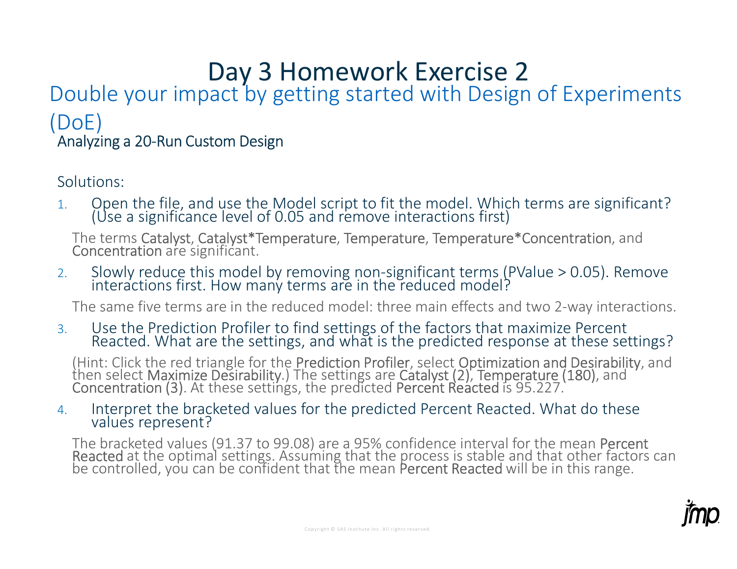# Day 3 Homework Exercise 2

## Double your impact by getting started with Design of Experiments (DoE)

### Analyzing a 20-Run Custom Design

Solutions:

1. Open the file, and use the Model script to fit the model. Which terms are significant? (Use a significance level of 0.05 and remove interactions first)

   The terms Catalyst, Catalyst*Temperature, Temperature, Temperature*Concentration, and Concentration are significant.

2. Slowly reduce this model by removing non-significant terms (PValue > 0.05). Remove interactions first. How many terms are in the reduced model?

   The same five terms are in the reduced model: three main effects and two 2-way interactions.

3. Use the Prediction Profiler to find settings of the factors that maximize Percent Reacted. What are the settings, and what is the predicted response at these settings?

   (Hint: Click the red triangle for the Prediction Profiler, select Optimization and Desirability, and then select Maximize Desirability.) The settings are Catalyst (2), Temperature (180), and Concentration (3). At these settings, the predicted Percent Reacted is 95.227.

4. Interpret the bracketed values for the predicted Percent Reacted. What do these values represent?

   The bracketed values (91.37 to 99.08) are a 95% confidence interval for the mean Percent Reacted at the optimal settings. Assuming that the process is stable and that other factors can be controlled, you can be confident that the mean Percent Reacted will be in this range.